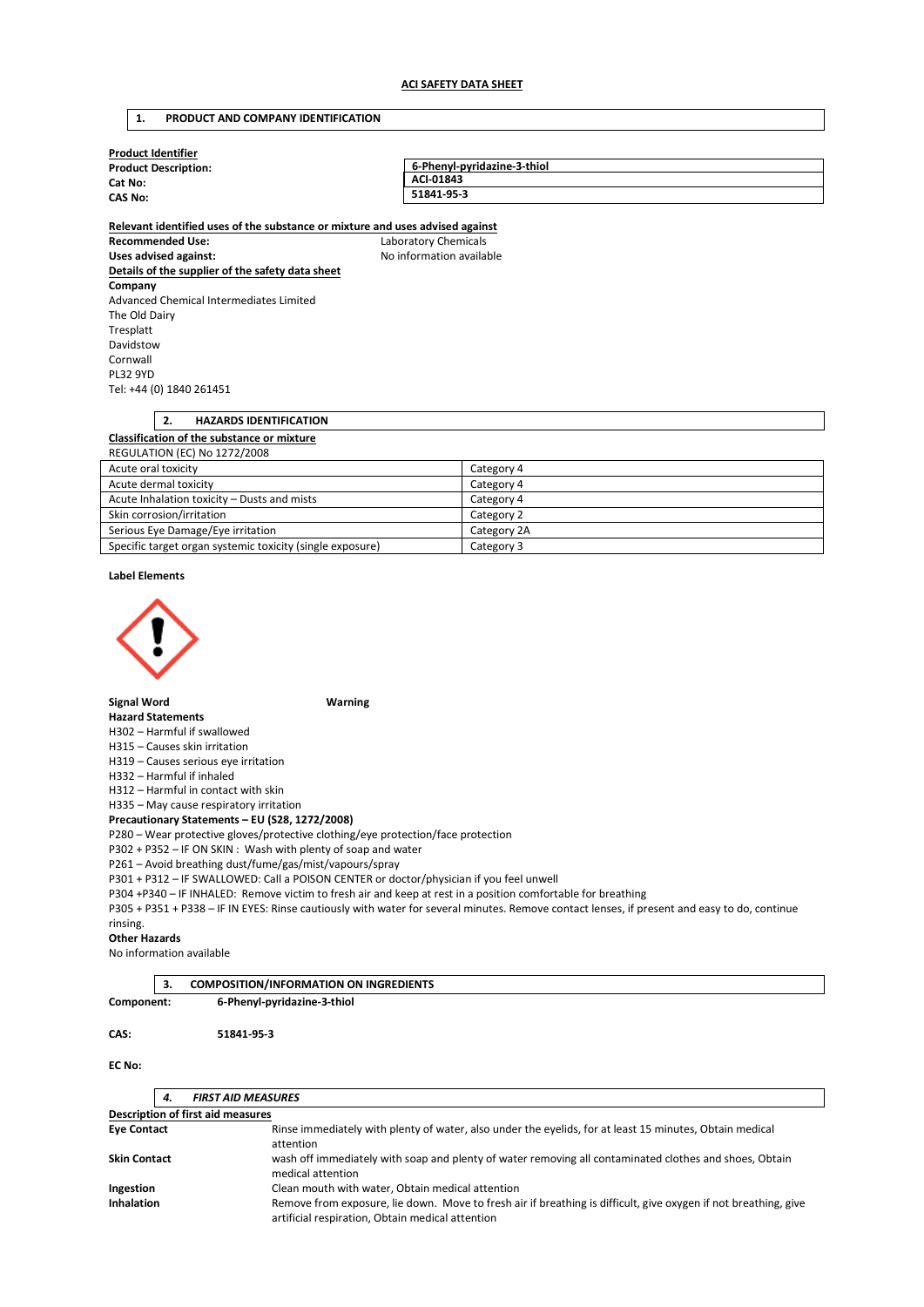**ACI SAFETY DATA SHEET**

## 1. PRODUCT AND COMPANY IDENTIFICATION

**Product Identifier**

| | |
|---|---|
| **Product Description:** | **6-Phenyl-pyridazine-3-thiol** |
| **Cat No:** | **ACI-01843** |
| **CAS No:** | **51841-95-3** |

**Relevant identified uses of the substance or mixture and uses advised against**

**Recommended Use:** Laboratory Chemicals

**Uses advised against:** No information available

**Details of the supplier of the safety data sheet**

**Company**

Advanced Chemical Intermediates Limited
The Old Dairy
Tresplatt
Davidstow
Cornwall
PL32 9YD
Tel: +44 (0) 1840 261451

## 2. HAZARDS IDENTIFICATION

**Classification of the substance or mixture**

REGULATION (EC) No 1272/2008

| | |
|---|---|
| Acute oral toxicity | Category 4 |
| Acute dermal toxicity | Category 4 |
| Acute Inhalation toxicity – Dusts and mists | Category 4 |
| Skin corrosion/irritation | Category 2 |
| Serious Eye Damage/Eye irritation | Category 2A |
| Specific target organ systemic toxicity (single exposure) | Category 3 |

**Label Elements**

**Signal Word** **Warning**

**Hazard Statements**

H302 – Harmful if swallowed
H315 – Causes skin irritation
H319 – Causes serious eye irritation
H332 – Harmful if inhaled
H312 – Harmful in contact with skin
H335 – May cause respiratory irritation

**Precautionary Statements – EU (S28, 1272/2008)**

P280 – Wear protective gloves/protective clothing/eye protection/face protection
P302 + P352 – IF ON SKIN : Wash with plenty of soap and water
P261 – Avoid breathing dust/fume/gas/mist/vapours/spray
P301 + P312 – IF SWALLOWED: Call a POISON CENTER or doctor/physician if you feel unwell
P304 +P340 – IF INHALED: Remove victim to fresh air and keep at rest in a position comfortable for breathing
P305 + P351 + P338 – IF IN EYES: Rinse cautiously with water for several minutes. Remove contact lenses, if present and easy to do, continue rinsing.

**Other Hazards**

No information available

## 3. COMPOSITION/INFORMATION ON INGREDIENTS

**Component:** **6-Phenyl-pyridazine-3-thiol**

**CAS:** **51841-95-3**

**EC No:**

## *4. FIRST AID MEASURES*

**Description of first aid measures**

| | |
|---|---|
| **Eye Contact** | Rinse immediately with plenty of water, also under the eyelids, for at least 15 minutes, Obtain medical attention |
| **Skin Contact** | wash off immediately with soap and plenty of water removing all contaminated clothes and shoes, Obtain medical attention |
| **Ingestion** | Clean mouth with water, Obtain medical attention |
| **Inhalation** | Remove from exposure, lie down. Move to fresh air if breathing is difficult, give oxygen if not breathing, give artificial respiration, Obtain medical attention |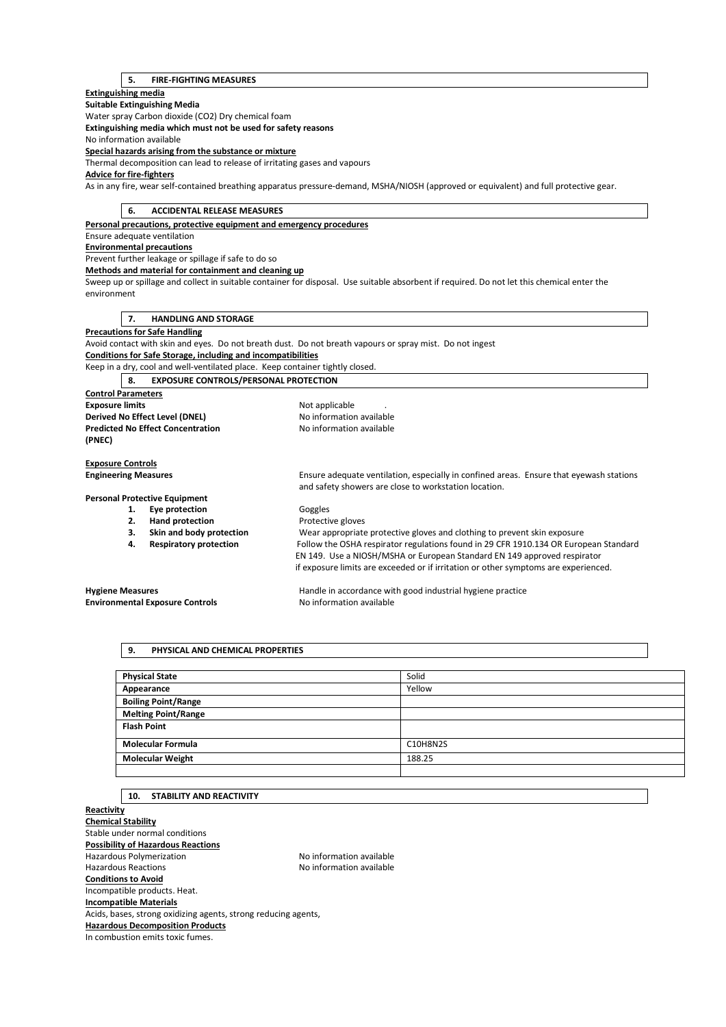## 5. FIRE-FIGHTING MEASURES

**Extinguishing media**

**Suitable Extinguishing Media**

Water spray Carbon dioxide ($CO_2$) Dry chemical foam

**Extinguishing media which must not be used for safety reasons**

No information available

**Special hazards arising from the substance or mixture**

Thermal decomposition can lead to release of irritating gases and vapours

**Advice for fire-fighters**

As in any fire, wear self-contained breathing apparatus pressure-demand, MSHA/NIOSH (approved or equivalent) and full protective gear.

## 6. ACCIDENTAL RELEASE MEASURES

**Personal precautions, protective equipment and emergency procedures**

Ensure adequate ventilation

**Environmental precautions**

Prevent further leakage or spillage if safe to do so

**Methods and material for containment and cleaning up**

Sweep up or spillage and collect in suitable container for disposal. Use suitable absorbent if required. Do not let this chemical enter the environment

## 7. HANDLING AND STORAGE

**Precautions for Safe Handling**

Avoid contact with skin and eyes. Do not breath dust. Do not breath vapours or spray mist. Do not ingest

**Conditions for Safe Storage, including and incompatibilities**

Keep in a dry, cool and well-ventilated place. Keep container tightly closed.

## 8. EXPOSURE CONTROLS/PERSONAL PROTECTION

**Control Parameters**

**Exposure limits** Not applicable .

**Derived No Effect Level (DNEL)** No information available

**Predicted No Effect Concentration (PNEC)** No information available

**Exposure Controls**

**Engineering Measures** Ensure adequate ventilation, especially in confined areas. Ensure that eyewash stations and safety showers are close to workstation location.

**Personal Protective Equipment**

1. **Eye protection** Goggles
2. **Hand protection** Protective gloves
3. **Skin and body protection** Wear appropriate protective gloves and clothing to prevent skin exposure
4. **Respiratory protection** Follow the OSHA respirator regulations found in 29 CFR 1910.134 OR European Standard EN 149. Use a NIOSH/MSHA or European Standard EN 149 approved respirator if exposure limits are exceeded or if irritation or other symptoms are experienced.

**Hygiene Measures** Handle in accordance with good industrial hygiene practice

**Environmental Exposure Controls** No information available

## 9. PHYSICAL AND CHEMICAL PROPERTIES

| | |
|---|---|
| **Physical State** | Solid |
| **Appearance** | Yellow |
| **Boiling Point/Range** | |
| **Melting Point/Range** | |
| **Flash Point** | |
| **Molecular Formula** | $C_{10}H_8N_2S$ |
| **Molecular Weight** | 188.25 |
| | |

## 10. STABILITY AND REACTIVITY

**Reactivity**

**Chemical Stability**

Stable under normal conditions

**Possibility of Hazardous Reactions**

Hazardous Polymerization No information available

Hazardous Reactions No information available

**Conditions to Avoid**

Incompatible products. Heat.

**Incompatible Materials**

Acids, bases, strong oxidizing agents, strong reducing agents,

**Hazardous Decomposition Products**

In combustion emits toxic fumes.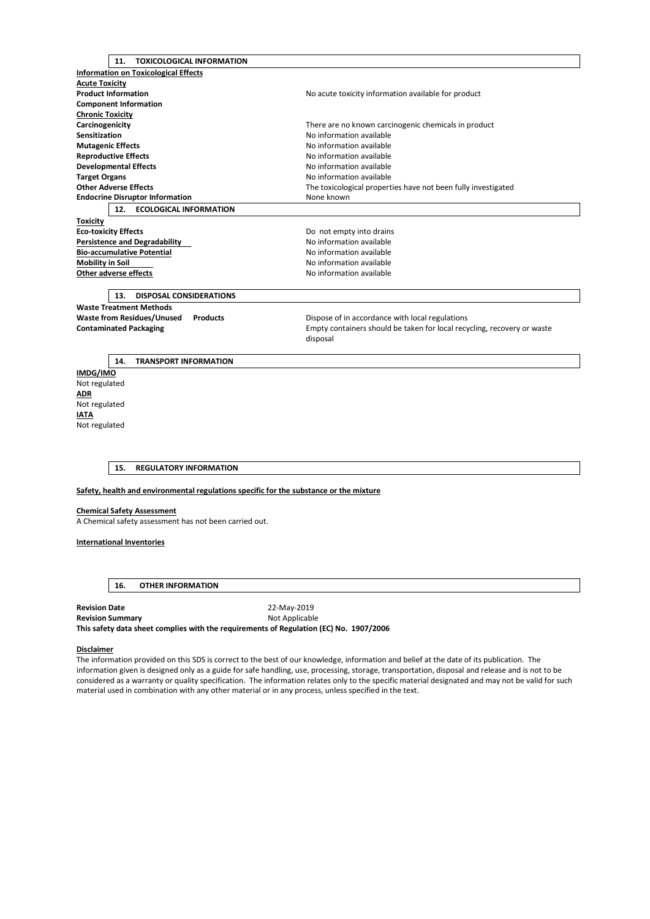## 11. TOXICOLOGICAL INFORMATION

**Information on Toxicological Effects**

**Acute Toxicity**

| | |
|---|---|
| **Product Information** | No acute toxicity information available for product |
| **Component Information** | |

**Chronic Toxicity**

| | |
|---|---|
| **Carcinogenicity** | There are no known carcinogenic chemicals in product |
| **Sensitization** | No information available |
| **Mutagenic Effects** | No information available |
| **Reproductive Effects** | No information available |
| **Developmental Effects** | No information available |
| **Target Organs** | No information available |
| **Other Adverse Effects** | The toxicological properties have not been fully investigated |
| **Endocrine Disruptor Information** | None known |

## 12. ECOLOGICAL INFORMATION

**Toxicity**

| | |
|---|---|
| **Eco-toxicity Effects** | Do not empty into drains |
| **Persistence and Degradability** | No information available |
| **Bio-accumulative Potential** | No information available |
| **Mobility in Soil** | No information available |
| **Other adverse effects** | No information available |

## 13. DISPOSAL CONSIDERATIONS

**Waste Treatment Methods**

| | |
|---|---|
| **Waste from Residues/Unused Products** | Dispose of in accordance with local regulations |
| **Contaminated Packaging** | Empty containers should be taken for local recycling, recovery or waste disposal |

## 14. TRANSPORT INFORMATION

**IMDG/IMO**
Not regulated

**ADR**
Not regulated

**IATA**
Not regulated

## 15. REGULATORY INFORMATION

**Safety, health and environmental regulations specific for the substance or the mixture**

**Chemical Safety Assessment**
A Chemical safety assessment has not been carried out.

**International Inventories**

## 16. OTHER INFORMATION

**Revision Date** 22-May-2019
**Revision Summary** Not Applicable
**This safety data sheet complies with the requirements of Regulation (EC) No. 1907/2006**

**Disclaimer**
The information provided on this SDS is correct to the best of our knowledge, information and belief at the date of its publication. The information given is designed only as a guide for safe handling, use, processing, storage, transportation, disposal and release and is not to be considered as a warranty or quality specification. The information relates only to the specific material designated and may not be valid for such material used in combination with any other material or in any process, unless specified in the text.